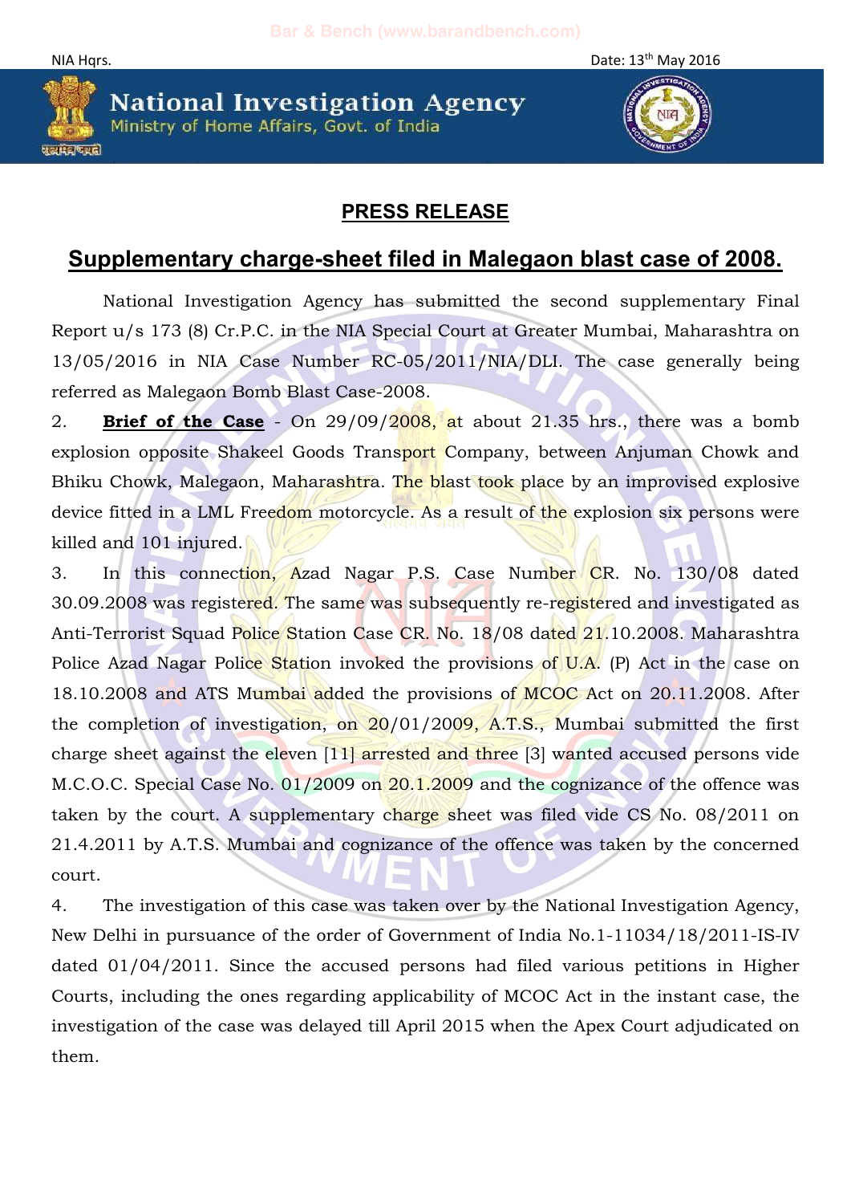NIA Hqrs. Date: 13th May 2016

**National Investigation Agency**
Ministry of Home Affairs, Govt. of India

## PRESS RELEASE

## Supplementary charge-sheet filed in Malegaon blast case of 2008.

National Investigation Agency has submitted the second supplementary Final Report u/s 173 (8) Cr.P.C. in the NIA Special Court at Greater Mumbai, Maharashtra on 13/05/2016 in NIA Case Number RC-05/2011/NIA/DLI. The case generally being referred as Malegaon Bomb Blast Case-2008.

2. **Brief of the Case** - On 29/09/2008, at about 21.35 hrs., there was a bomb explosion opposite Shakeel Goods Transport Company, between Anjuman Chowk and Bhiku Chowk, Malegaon, Maharashtra. The blast took place by an improvised explosive device fitted in a LML Freedom motorcycle. As a result of the explosion six persons were killed and 101 injured.

3. In this connection, Azad Nagar P.S. Case Number CR. No. 130/08 dated 30.09.2008 was registered. The same was subsequently re-registered and investigated as Anti-Terrorist Squad Police Station Case CR. No. 18/08 dated 21.10.2008. Maharashtra Police Azad Nagar Police Station invoked the provisions of U.A. (P) Act in the case on 18.10.2008 and ATS Mumbai added the provisions of MCOC Act on 20.11.2008. After the completion of investigation, on 20/01/2009, A.T.S., Mumbai submitted the first charge sheet against the eleven [11] arrested and three [3] wanted accused persons vide M.C.O.C. Special Case No. 01/2009 on 20.1.2009 and the cognizance of the offence was taken by the court. A supplementary charge sheet was filed vide CS No. 08/2011 on 21.4.2011 by A.T.S. Mumbai and cognizance of the offence was taken by the concerned court.

4. The investigation of this case was taken over by the National Investigation Agency, New Delhi in pursuance of the order of Government of India No.1-11034/18/2011-IS-IV dated 01/04/2011. Since the accused persons had filed various petitions in Higher Courts, including the ones regarding applicability of MCOC Act in the instant case, the investigation of the case was delayed till April 2015 when the Apex Court adjudicated on them.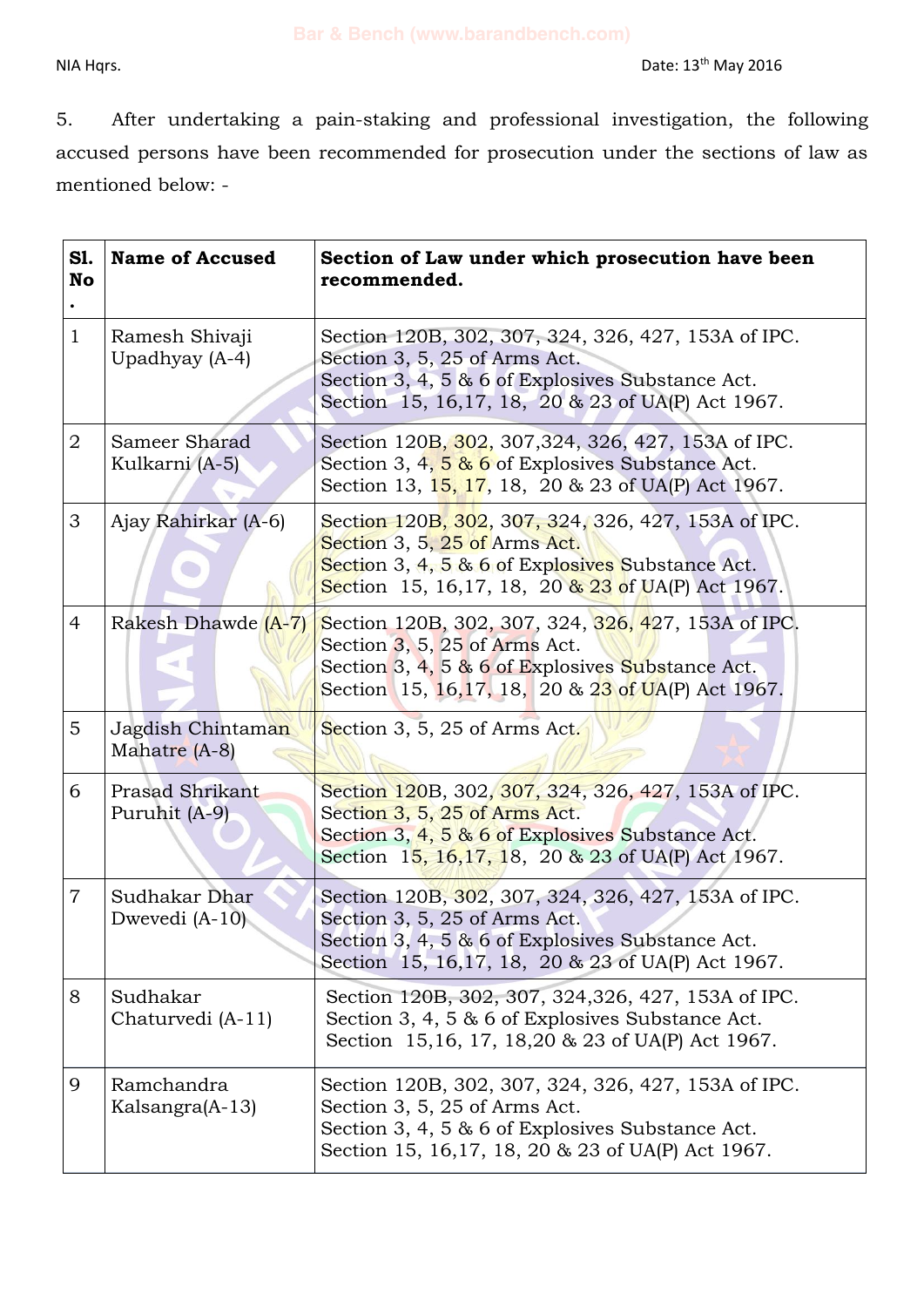NIA Hqrs. Date: 13th May 2016

5. After undertaking a pain-staking and professional investigation, the following accused persons have been recommended for prosecution under the sections of law as mentioned below: -

| Sl. No. | Name of Accused | Section of Law under which prosecution have been recommended. |
|---|---|---|
| 1 | Ramesh Shivaji Upadhyay (A-4) | Section 120B, 302, 307, 324, 326, 427, 153A of IPC.<br>Section 3, 5, 25 of Arms Act.<br>Section 3, 4, 5 & 6 of Explosives Substance Act.<br>Section 15, 16,17, 18, 20 & 23 of UA(P) Act 1967. |
| 2 | Sameer Sharad Kulkarni (A-5) | Section 120B, 302, 307,324, 326, 427, 153A of IPC.<br>Section 3, 4, 5 & 6 of Explosives Substance Act.<br>Section 13, 15, 17, 18, 20 & 23 of UA(P) Act 1967. |
| 3 | Ajay Rahirkar (A-6) | Section 120B, 302, 307, 324, 326, 427, 153A of IPC.<br>Section 3, 5, 25 of Arms Act.<br>Section 3, 4, 5 & 6 of Explosives Substance Act.<br>Section 15, 16,17, 18, 20 & 23 of UA(P) Act 1967. |
| 4 | Rakesh Dhawde (A-7) | Section 120B, 302, 307, 324, 326, 427, 153A of IPC.<br>Section 3, 5, 25 of Arms Act.<br>Section 3, 4, 5 & 6 of Explosives Substance Act.<br>Section 15, 16,17, 18, 20 & 23 of UA(P) Act 1967. |
| 5 | Jagdish Chintaman Mahatre (A-8) | Section 3, 5, 25 of Arms Act. |
| 6 | Prasad Shrikant Puruhit (A-9) | Section 120B, 302, 307, 324, 326, 427, 153A of IPC.<br>Section 3, 5, 25 of Arms Act.<br>Section 3, 4, 5 & 6 of Explosives Substance Act.<br>Section 15, 16,17, 18, 20 & 23 of UA(P) Act 1967. |
| 7 | Sudhakar Dhar Dwevedi (A-10) | Section 120B, 302, 307, 324, 326, 427, 153A of IPC.<br>Section 3, 5, 25 of Arms Act.<br>Section 3, 4, 5 & 6 of Explosives Substance Act.<br>Section 15, 16,17, 18, 20 & 23 of UA(P) Act 1967. |
| 8 | Sudhakar Chaturvedi (A-11) | Section 120B, 302, 307, 324,326, 427, 153A of IPC.<br>Section 3, 4, 5 & 6 of Explosives Substance Act.<br>Section 15,16, 17, 18,20 & 23 of UA(P) Act 1967. |
| 9 | Ramchandra Kalsangra(A-13) | Section 120B, 302, 307, 324, 326, 427, 153A of IPC.<br>Section 3, 5, 25 of Arms Act.<br>Section 3, 4, 5 & 6 of Explosives Substance Act.<br>Section 15, 16,17, 18, 20 & 23 of UA(P) Act 1967. |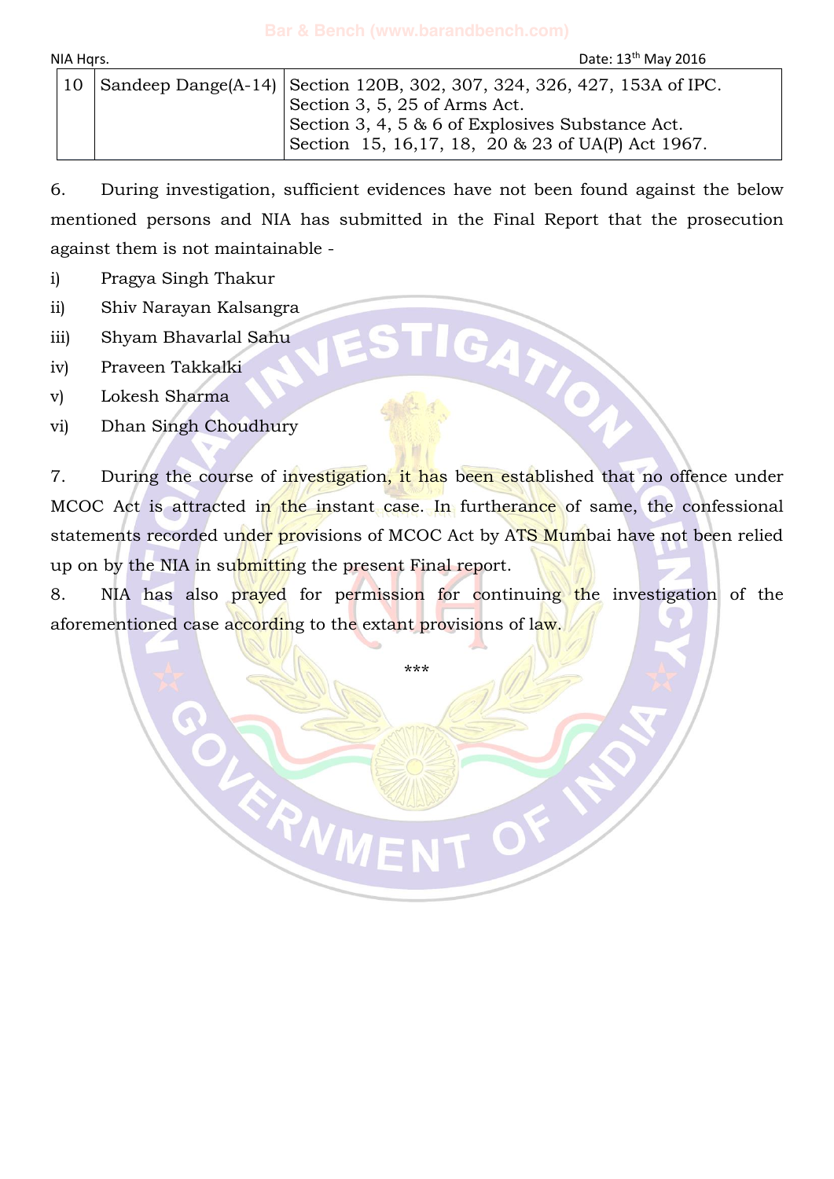| | | |
|---|---|---|
| 10 | Sandeep Dange(A-14) | Section 120B, 302, 307, 324, 326, 427, 153A of IPC.<br>Section 3, 5, 25 of Arms Act.<br>Section 3, 4, 5 & 6 of Explosives Substance Act.<br>Section 15, 16,17, 18, 20 & 23 of UA(P) Act 1967. |

6. During investigation, sufficient evidences have not been found against the below mentioned persons and NIA has submitted in the Final Report that the prosecution against them is not maintainable -

i) Pragya Singh Thakur

ii) Shiv Narayan Kalsangra

iii) Shyam Bhavarlal Sahu

iv) Praveen Takkalki

v) Lokesh Sharma

vi) Dhan Singh Choudhury

7. During the course of investigation, it has been established that no offence under MCOC Act is attracted in the instant case. In furtherance of same, the confessional statements recorded under provisions of MCOC Act by ATS Mumbai have not been relied up on by the NIA in submitting the present Final report.

8. NIA has also prayed for permission for continuing the investigation of the aforementioned case according to the extant provisions of law.

***